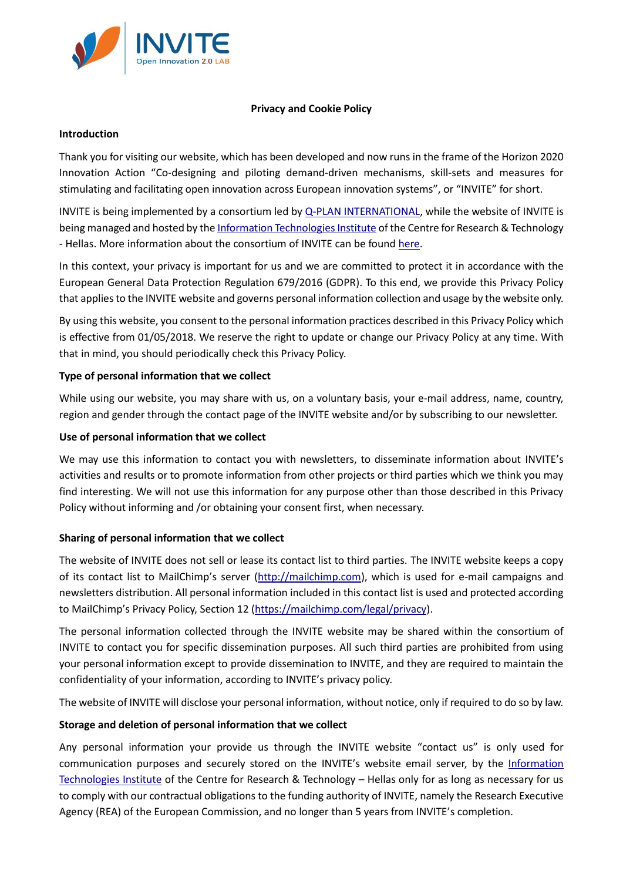# Privacy and Cookie Policy

## Introduction

Thank you for visiting our website, which has been developed and now runs in the frame of the Horizon 2020 Innovation Action "Co-designing and piloting demand-driven mechanisms, skill-sets and measures for stimulating and facilitating open innovation across European innovation systems", or "INVITE" for short.

INVITE is being implemented by a consortium led by Q-PLAN INTERNATIONAL, while the website of INVITE is being managed and hosted by the Information Technologies Institute of the Centre for Research & Technology - Hellas. More information about the consortium of INVITE can be found here.

In this context, your privacy is important for us and we are committed to protect it in accordance with the European General Data Protection Regulation 679/2016 (GDPR). To this end, we provide this Privacy Policy that applies to the INVITE website and governs personal information collection and usage by the website only.

By using this website, you consent to the personal information practices described in this Privacy Policy which is effective from 01/05/2018. We reserve the right to update or change our Privacy Policy at any time. With that in mind, you should periodically check this Privacy Policy.

## Type of personal information that we collect

While using our website, you may share with us, on a voluntary basis, your e-mail address, name, country, region and gender through the contact page of the INVITE website and/or by subscribing to our newsletter.

## Use of personal information that we collect

We may use this information to contact you with newsletters, to disseminate information about INVITE's activities and results or to promote information from other projects or third parties which we think you may find interesting. We will not use this information for any purpose other than those described in this Privacy Policy without informing and /or obtaining your consent first, when necessary.

## Sharing of personal information that we collect

The website of INVITE does not sell or lease its contact list to third parties. The INVITE website keeps a copy of its contact list to MailChimp's server (http://mailchimp.com), which is used for e-mail campaigns and newsletters distribution. All personal information included in this contact list is used and protected according to MailChimp's Privacy Policy, Section 12 (https://mailchimp.com/legal/privacy).

The personal information collected through the INVITE website may be shared within the consortium of INVITE to contact you for specific dissemination purposes. All such third parties are prohibited from using your personal information except to provide dissemination to INVITE, and they are required to maintain the confidentiality of your information, according to INVITE's privacy policy.

The website of INVITE will disclose your personal information, without notice, only if required to do so by law.

## Storage and deletion of personal information that we collect

Any personal information your provide us through the INVITE website "contact us" is only used for communication purposes and securely stored on the INVITE's website email server, by the Information Technologies Institute of the Centre for Research & Technology – Hellas only for as long as necessary for us to comply with our contractual obligations to the funding authority of INVITE, namely the Research Executive Agency (REA) of the European Commission, and no longer than 5 years from INVITE's completion.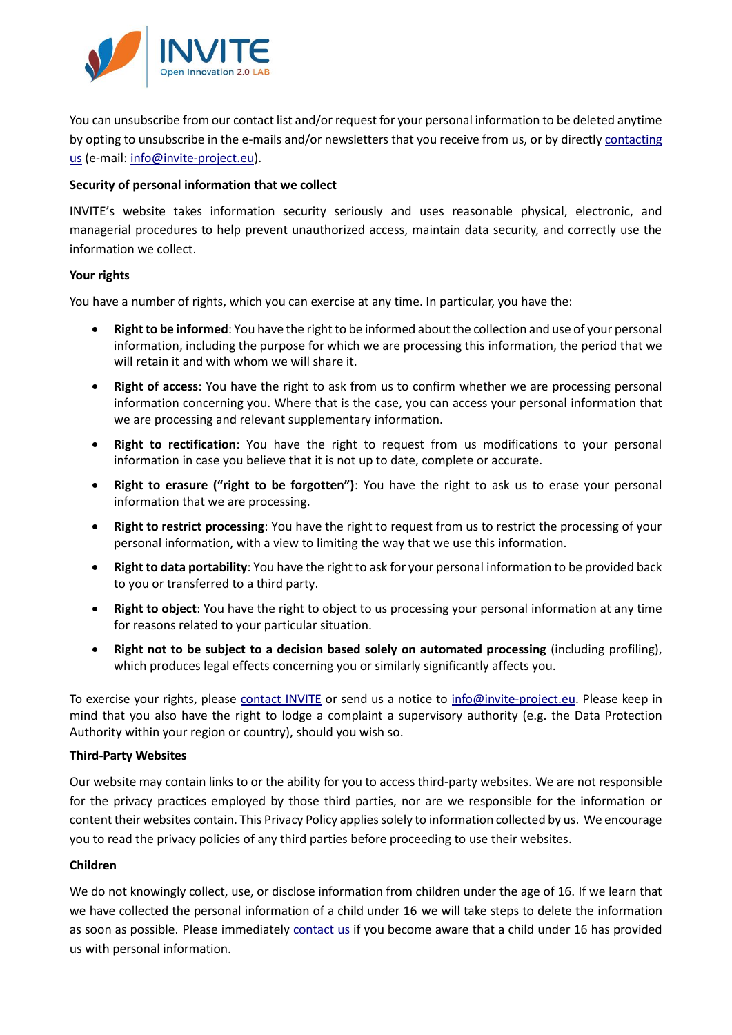You can unsubscribe from our contact list and/or request for your personal information to be deleted anytime by opting to unsubscribe in the e-mails and/or newsletters that you receive from us, or by directly contacting us (e-mail: info@invite-project.eu).

**Security of personal information that we collect**

INVITE's website takes information security seriously and uses reasonable physical, electronic, and managerial procedures to help prevent unauthorized access, maintain data security, and correctly use the information we collect.

**Your rights**

You have a number of rights, which you can exercise at any time. In particular, you have the:

- **Right to be informed**: You have the right to be informed about the collection and use of your personal information, including the purpose for which we are processing this information, the period that we will retain it and with whom we will share it.
- **Right of access**: You have the right to ask from us to confirm whether we are processing personal information concerning you. Where that is the case, you can access your personal information that we are processing and relevant supplementary information.
- **Right to rectification**: You have the right to request from us modifications to your personal information in case you believe that it is not up to date, complete or accurate.
- **Right to erasure ("right to be forgotten")**: You have the right to ask us to erase your personal information that we are processing.
- **Right to restrict processing**: You have the right to request from us to restrict the processing of your personal information, with a view to limiting the way that we use this information.
- **Right to data portability**: You have the right to ask for your personal information to be provided back to you or transferred to a third party.
- **Right to object**: You have the right to object to us processing your personal information at any time for reasons related to your particular situation.
- **Right not to be subject to a decision based solely on automated processing** (including profiling), which produces legal effects concerning you or similarly significantly affects you.

To exercise your rights, please contact INVITE or send us a notice to info@invite-project.eu. Please keep in mind that you also have the right to lodge a complaint a supervisory authority (e.g. the Data Protection Authority within your region or country), should you wish so.

**Third-Party Websites**

Our website may contain links to or the ability for you to access third-party websites. We are not responsible for the privacy practices employed by those third parties, nor are we responsible for the information or content their websites contain. This Privacy Policy applies solely to information collected by us. We encourage you to read the privacy policies of any third parties before proceeding to use their websites.

**Children**

We do not knowingly collect, use, or disclose information from children under the age of 16. If we learn that we have collected the personal information of a child under 16 we will take steps to delete the information as soon as possible. Please immediately contact us if you become aware that a child under 16 has provided us with personal information.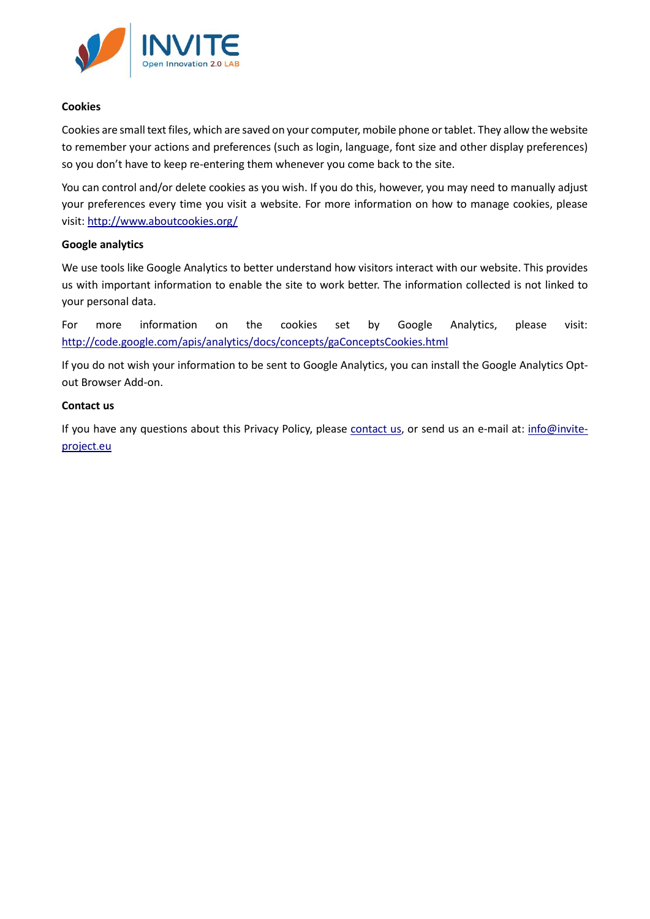**Cookies**

Cookies are small text files, which are saved on your computer, mobile phone or tablet. They allow the website to remember your actions and preferences (such as login, language, font size and other display preferences) so you don't have to keep re-entering them whenever you come back to the site.

You can control and/or delete cookies as you wish. If you do this, however, you may need to manually adjust your preferences every time you visit a website. For more information on how to manage cookies, please visit: [http://www.aboutcookies.org/](http://www.aboutcookies.org/)

**Google analytics**

We use tools like Google Analytics to better understand how visitors interact with our website. This provides us with important information to enable the site to work better. The information collected is not linked to your personal data.

For more information on the cookies set by Google Analytics, please visit: [http://code.google.com/apis/analytics/docs/concepts/gaConceptsCookies.html](http://code.google.com/apis/analytics/docs/concepts/gaConceptsCookies.html)

If you do not wish your information to be sent to Google Analytics, you can install the Google Analytics Opt-out Browser Add-on.

**Contact us**

If you have any questions about this Privacy Policy, please contact us, or send us an e-mail at: [info@invite-project.eu](mailto:info@invite-project.eu)